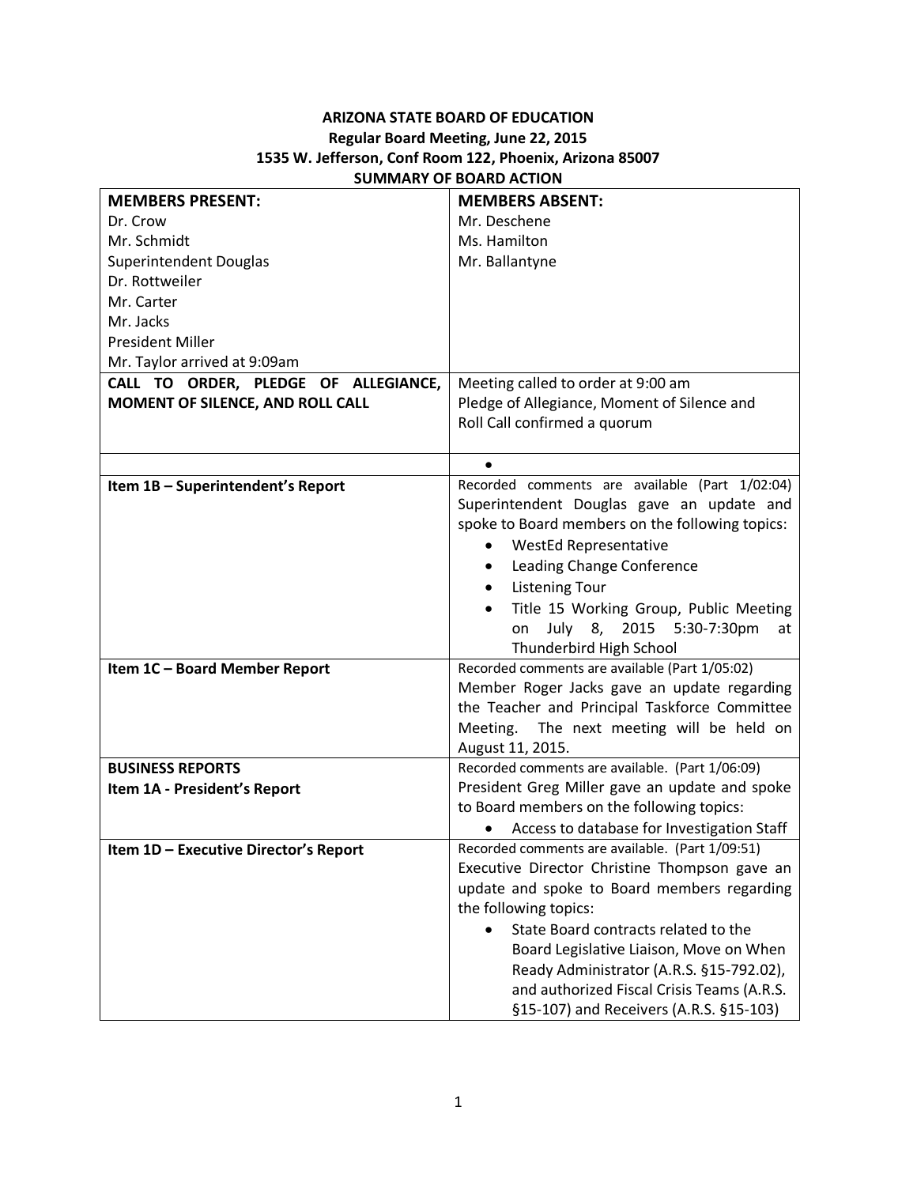**ARIZONA STATE BOARD OF EDUCATION**
**Regular Board Meeting, June 22, 2015**
**1535 W. Jefferson, Conf Room 122, Phoenix, Arizona 85007**
**SUMMARY OF BOARD ACTION**

| **MEMBERS PRESENT:** | **MEMBERS ABSENT:** |
|---|---|
| Dr. Crow<br>Mr. Schmidt<br>Superintendent Douglas<br>Dr. Rottweiler<br>Mr. Carter<br>Mr. Jacks<br>President Miller<br>Mr. Taylor arrived at 9:09am | Mr. Deschene<br>Ms. Hamilton<br>Mr. Ballantyne |
| **CALL TO ORDER, PLEDGE OF ALLEGIANCE, MOMENT OF SILENCE, AND ROLL CALL** | Meeting called to order at 9:00 am<br>Pledge of Allegiance, Moment of Silence and Roll Call confirmed a quorum |
| | • |
| **Item 1B – Superintendent's Report** | Recorded comments are available (Part 1/02:04)<br>Superintendent Douglas gave an update and spoke to Board members on the following topics:<br>• WestEd Representative<br>• Leading Change Conference<br>• Listening Tour<br>• Title 15 Working Group, Public Meeting on July 8, 2015 5:30-7:30pm at Thunderbird High School |
| **Item 1C – Board Member Report** | Recorded comments are available (Part 1/05:02)<br>Member Roger Jacks gave an update regarding the Teacher and Principal Taskforce Committee Meeting. The next meeting will be held on August 11, 2015. |
| **BUSINESS REPORTS**<br>**Item 1A - President's Report** | Recorded comments are available. (Part 1/06:09)<br>President Greg Miller gave an update and spoke to Board members on the following topics:<br>• Access to database for Investigation Staff |
| **Item 1D – Executive Director's Report** | Recorded comments are available. (Part 1/09:51)<br>Executive Director Christine Thompson gave an update and spoke to Board members regarding the following topics:<br>• State Board contracts related to the Board Legislative Liaison, Move on When Ready Administrator (A.R.S. §15-792.02), and authorized Fiscal Crisis Teams (A.R.S. §15-107) and Receivers (A.R.S. §15-103) |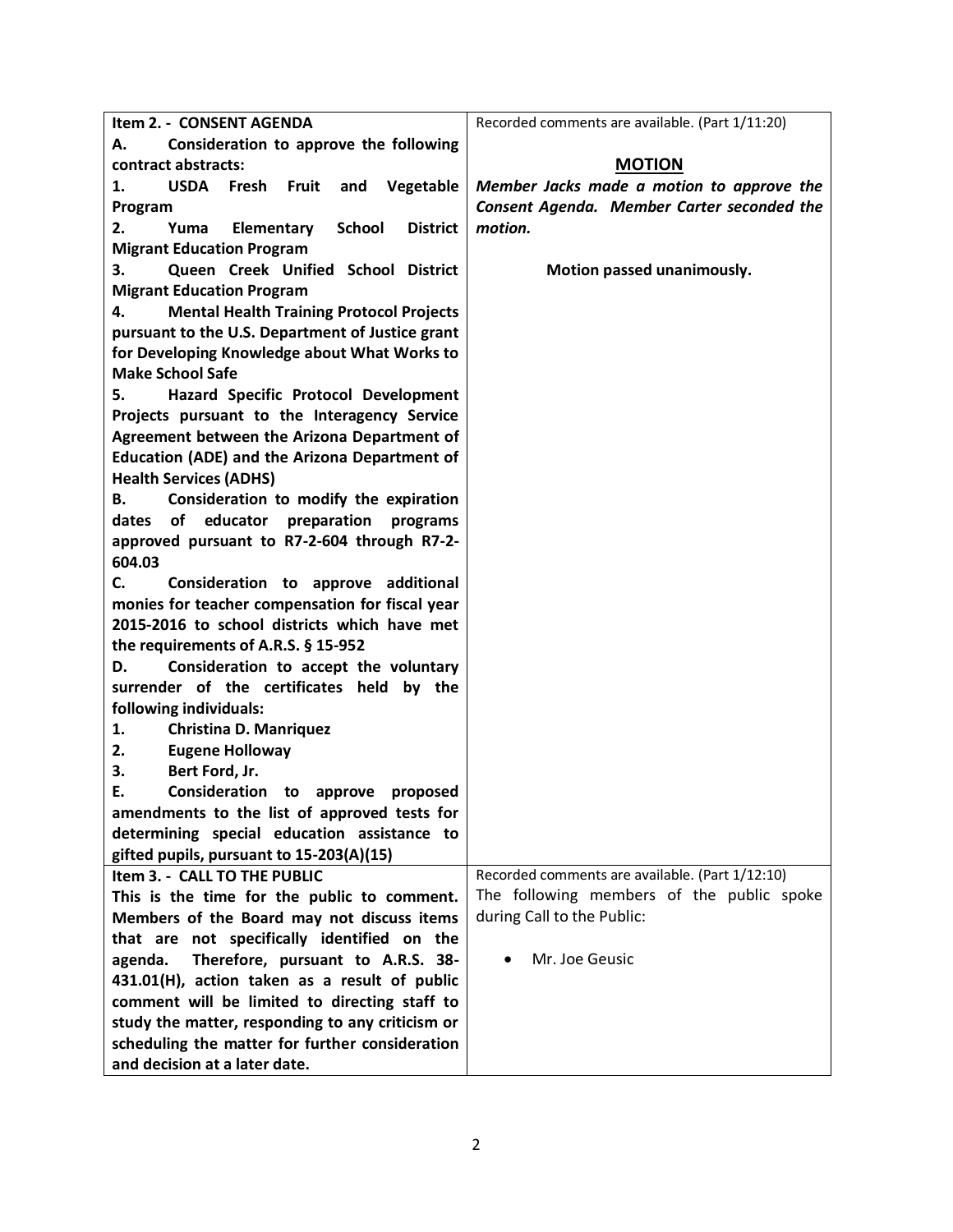| | |
|---|---|
| **Item 2. - CONSENT AGENDA**<br>**A. Consideration to approve the following contract abstracts:**<br>**1. USDA Fresh Fruit and Vegetable Program**<br>**2. Yuma Elementary School District Migrant Education Program**<br>**3. Queen Creek Unified School District Migrant Education Program**<br>**4. Mental Health Training Protocol Projects pursuant to the U.S. Department of Justice grant for Developing Knowledge about What Works to Make School Safe**<br>**5. Hazard Specific Protocol Development Projects pursuant to the Interagency Service Agreement between the Arizona Department of Education (ADE) and the Arizona Department of Health Services (ADHS)**<br>**B. Consideration to modify the expiration dates of educator preparation programs approved pursuant to R7-2-604 through R7-2-604.03**<br>**C. Consideration to approve additional monies for teacher compensation for fiscal year 2015-2016 to school districts which have met the requirements of A.R.S. § 15-952**<br>**D. Consideration to accept the voluntary surrender of the certificates held by the following individuals:**<br>**1. Christina D. Manriquez**<br>**2. Eugene Holloway**<br>**3. Bert Ford, Jr.**<br>**E. Consideration to approve proposed amendments to the list of approved tests for determining special education assistance to gifted pupils, pursuant to 15-203(A)(15)** | Recorded comments are available. (Part 1/11:20)<br><br>**MOTION**<br>***Member Jacks made a motion to approve the Consent Agenda. Member Carter seconded the motion.***<br><br>**Motion passed unanimously.** |
| **Item 3. - CALL TO THE PUBLIC**<br>**This is the time for the public to comment. Members of the Board may not discuss items that are not specifically identified on the agenda. Therefore, pursuant to A.R.S. 38-431.01(H), action taken as a result of public comment will be limited to directing staff to study the matter, responding to any criticism or scheduling the matter for further consideration and decision at a later date.** | Recorded comments are available. (Part 1/12:10)<br>The following members of the public spoke during Call to the Public:<br><br>• Mr. Joe Geusic |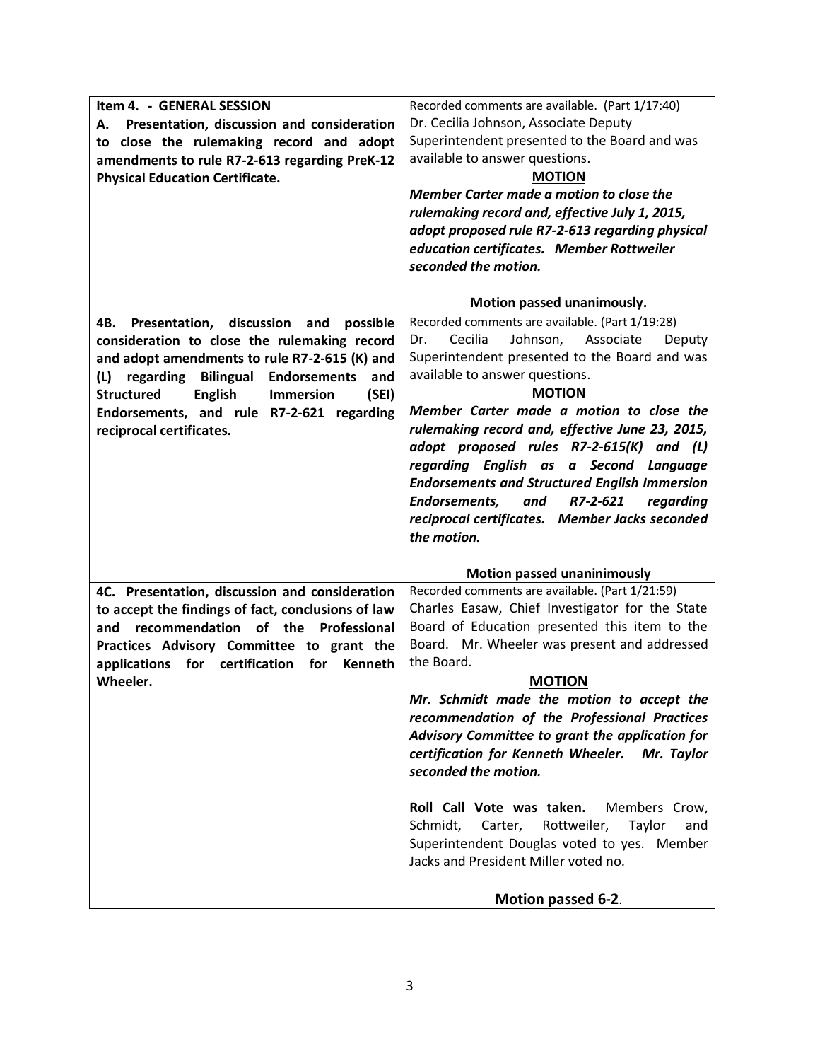| Item | Action |
|---|---|
| **Item 4. - GENERAL SESSION**<br>**A. Presentation, discussion and consideration to close the rulemaking record and adopt amendments to rule R7-2-613 regarding PreK-12 Physical Education Certificate.** | Recorded comments are available. (Part 1/17:40)<br>Dr. Cecilia Johnson, Associate Deputy Superintendent presented to the Board and was available to answer questions.<br>**MOTION**<br>***Member Carter made a motion to close the rulemaking record and, effective July 1, 2015, adopt proposed rule R7-2-613 regarding physical education certificates. Member Rottweiler seconded the motion.***<br>**Motion passed unanimously.** |
| **4B. Presentation, discussion and possible consideration to close the rulemaking record and adopt amendments to rule R7-2-615 (K) and (L) regarding Bilingual Endorsements and Structured English Immersion (SEI) Endorsements, and rule R7-2-621 regarding reciprocal certificates.** | Recorded comments are available. (Part 1/19:28)<br>Dr. Cecilia Johnson, Associate Deputy Superintendent presented to the Board and was available to answer questions.<br>**MOTION**<br>***Member Carter made a motion to close the rulemaking record and, effective June 23, 2015, adopt proposed rules R7-2-615(K) and (L) regarding English as a Second Language Endorsements and Structured English Immersion Endorsements, and R7-2-621 regarding reciprocal certificates. Member Jacks seconded the motion.***<br>**Motion passed unaninimously** |
| **4C. Presentation, discussion and consideration to accept the findings of fact, conclusions of law and recommendation of the Professional Practices Advisory Committee to grant the applications for certification for Kenneth Wheeler.** | Recorded comments are available. (Part 1/21:59)<br>Charles Easaw, Chief Investigator for the State Board of Education presented this item to the Board. Mr. Wheeler was present and addressed the Board.<br>**MOTION**<br>***Mr. Schmidt made the motion to accept the recommendation of the Professional Practices Advisory Committee to grant the application for certification for Kenneth Wheeler. Mr. Taylor seconded the motion.***<br>**Roll Call Vote was taken.** Members Crow, Schmidt, Carter, Rottweiler, Taylor and Superintendent Douglas voted to yes. Member Jacks and President Miller voted no.<br>**Motion passed 6-2**. |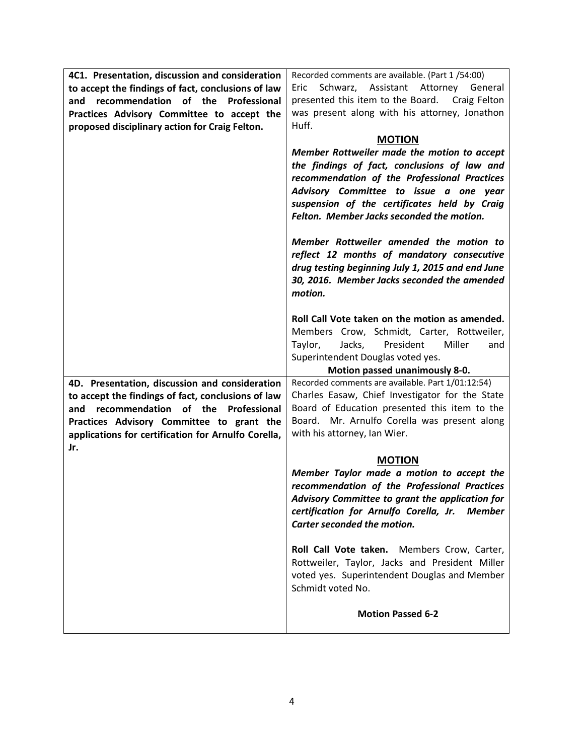| | |
|---|---|
| **4C1. Presentation, discussion and consideration to accept the findings of fact, conclusions of law and recommendation of the Professional Practices Advisory Committee to accept the proposed disciplinary action for Craig Felton.** | Recorded comments are available. (Part 1 /54:00) Eric Schwarz, Assistant Attorney General presented this item to the Board. Craig Felton was present along with his attorney, Jonathon Huff.<br><br>**MOTION**<br>***Member Rottweiler made the motion to accept the findings of fact, conclusions of law and recommendation of the Professional Practices Advisory Committee to issue a one year suspension of the certificates held by Craig Felton. Member Jacks seconded the motion.***<br><br>***Member Rottweiler amended the motion to reflect 12 months of mandatory consecutive drug testing beginning July 1, 2015 and end June 30, 2016. Member Jacks seconded the amended motion.***<br><br>**Roll Call Vote taken on the motion as amended.** Members Crow, Schmidt, Carter, Rottweiler, Taylor, Jacks, President Miller and Superintendent Douglas voted yes.<br>**Motion passed unanimously 8-0.** |
| **4D. Presentation, discussion and consideration to accept the findings of fact, conclusions of law and recommendation of the Professional Practices Advisory Committee to grant the applications for certification for Arnulfo Corella, Jr.** | Recorded comments are available. Part 1/01:12:54) Charles Easaw, Chief Investigator for the State Board of Education presented this item to the Board. Mr. Arnulfo Corella was present along with his attorney, Ian Wier.<br><br>**MOTION**<br>***Member Taylor made a motion to accept the recommendation of the Professional Practices Advisory Committee to grant the application for certification for Arnulfo Corella, Jr. Member Carter seconded the motion.***<br><br>**Roll Call Vote taken.** Members Crow, Carter, Rottweiler, Taylor, Jacks and President Miller voted yes. Superintendent Douglas and Member Schmidt voted No.<br><br>**Motion Passed 6-2** |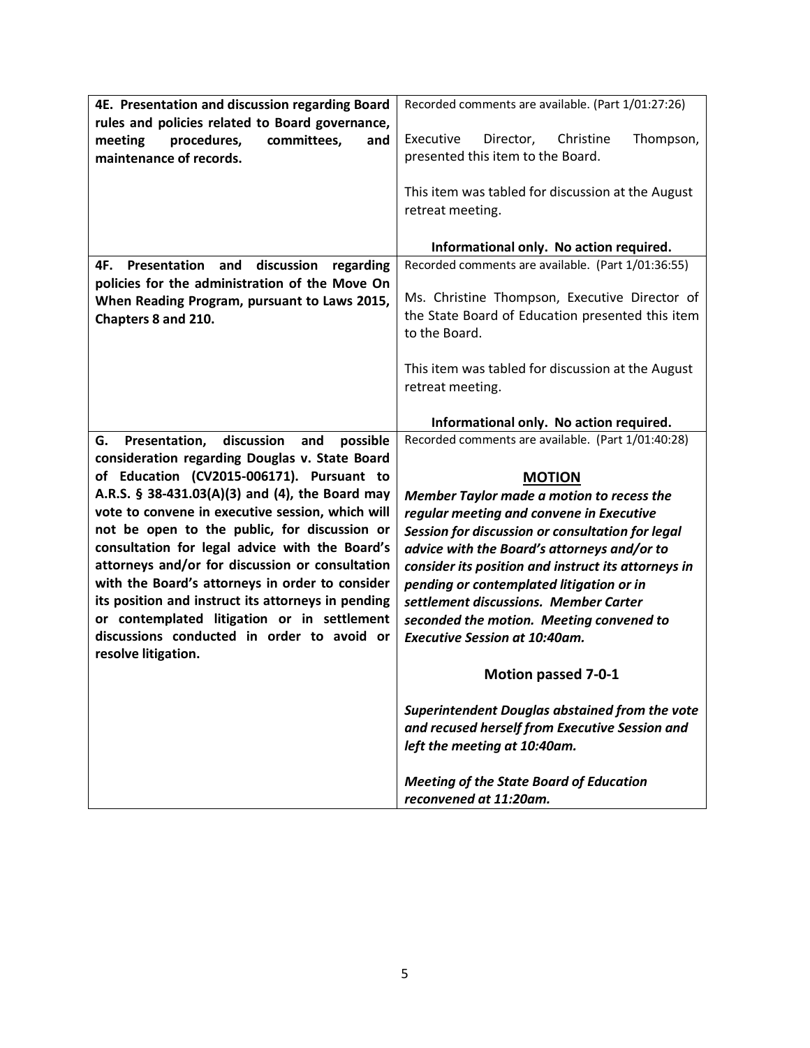| | |
|---|---|
| **4E. Presentation and discussion regarding Board rules and policies related to Board governance, meeting procedures, committees, and maintenance of records.** | Recorded comments are available. (Part 1/01:27:26)<br><br>Executive Director, Christine Thompson, presented this item to the Board.<br><br>This item was tabled for discussion at the August retreat meeting.<br><br>**Informational only. No action required.** |
| **4F. Presentation and discussion regarding policies for the administration of the Move On When Reading Program, pursuant to Laws 2015, Chapters 8 and 210.** | Recorded comments are available. (Part 1/01:36:55)<br><br>Ms. Christine Thompson, Executive Director of the State Board of Education presented this item to the Board.<br><br>This item was tabled for discussion at the August retreat meeting.<br><br>**Informational only. No action required.** |
| **G. Presentation, discussion and possible consideration regarding Douglas v. State Board of Education (CV2015-006171). Pursuant to A.R.S. § 38-431.03(A)(3) and (4), the Board may vote to convene in executive session, which will not be open to the public, for discussion or consultation for legal advice with the Board's attorneys and/or for discussion or consultation with the Board's attorneys in order to consider its position and instruct its attorneys in pending or contemplated litigation or in settlement discussions conducted in order to avoid or resolve litigation.** | Recorded comments are available. (Part 1/01:40:28)<br><br>**MOTION**<br>***Member Taylor made a motion to recess the regular meeting and convene in Executive Session for discussion or consultation for legal advice with the Board's attorneys and/or to consider its position and instruct its attorneys in pending or contemplated litigation or in settlement discussions. Member Carter seconded the motion. Meeting convened to Executive Session at 10:40am.***<br><br>**Motion passed 7-0-1**<br><br>***Superintendent Douglas abstained from the vote and recused herself from Executive Session and left the meeting at 10:40am.***<br><br>***Meeting of the State Board of Education reconvened at 11:20am.*** |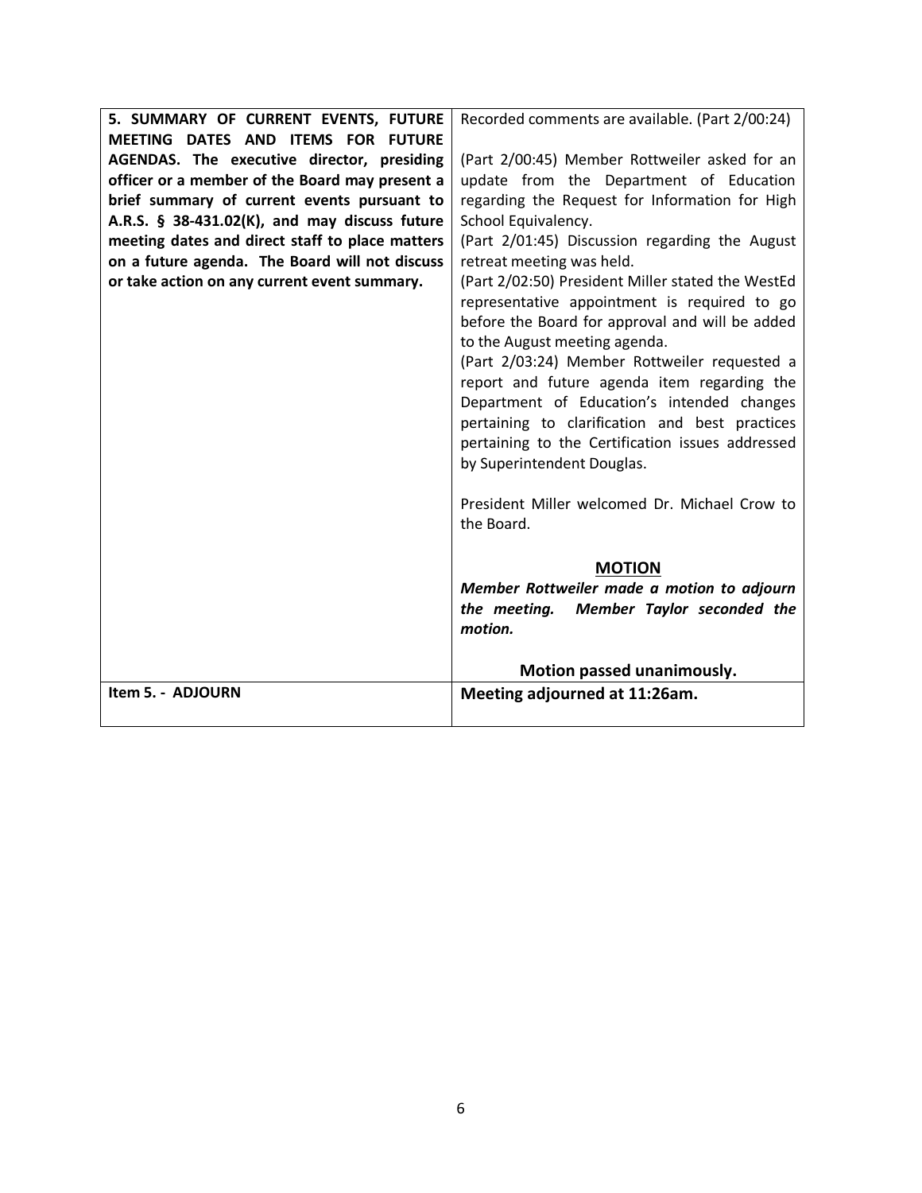| | |
|---|---|
| **5. SUMMARY OF CURRENT EVENTS, FUTURE MEETING DATES AND ITEMS FOR FUTURE AGENDAS. The executive director, presiding officer or a member of the Board may present a brief summary of current events pursuant to A.R.S. § 38-431.02(K), and may discuss future meeting dates and direct staff to place matters on a future agenda. The Board will not discuss or take action on any current event summary.** | Recorded comments are available. (Part 2/00:24)<br><br>(Part 2/00:45) Member Rottweiler asked for an update from the Department of Education regarding the Request for Information for High School Equivalency.<br>(Part 2/01:45) Discussion regarding the August retreat meeting was held.<br>(Part 2/02:50) President Miller stated the WestEd representative appointment is required to go before the Board for approval and will be added to the August meeting agenda.<br>(Part 2/03:24) Member Rottweiler requested a report and future agenda item regarding the Department of Education's intended changes pertaining to clarification and best practices pertaining to the Certification issues addressed by Superintendent Douglas.<br><br>President Miller welcomed Dr. Michael Crow to the Board.<br><br>**MOTION**<br>***Member Rottweiler made a motion to adjourn the meeting. Member Taylor seconded the motion.***<br><br>**Motion passed unanimously.** |
| **Item 5. - ADJOURN** | **Meeting adjourned at 11:26am.** |